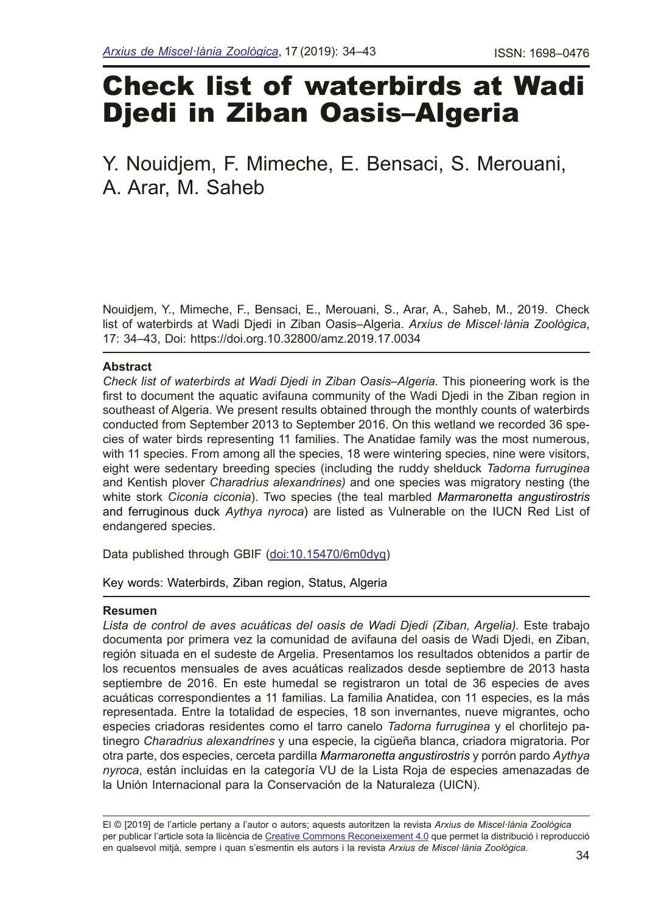# Check list of waterbirds at Wadi Djedi in Ziban Oasis–Algeria

Y. Nouidjem, F. Mimeche, E. Bensaci, S. Merouani, A. Arar, M. Saheb

Nouidjem, Y., Mimeche, F., Bensaci, E., Merouani, S., Arar, A., Saheb, M., 2019. Check list of waterbirds at Wadi Djedi in Ziban Oasis–Algeria. *Arxius de Miscel·lània Zoològica*, 17: 34–43, Doi: https://doi.org.10.32800/amz.2019.17.0034

**Abstract**

*Check list of waterbirds at Wadi Djedi in Ziban Oasis–Algeria.* This pioneering work is the first to document the aquatic avifauna community of the Wadi Djedi in the Ziban region in southeast of Algeria. We present results obtained through the monthly counts of waterbirds conducted from September 2013 to September 2016. On this wetland we recorded 36 species of water birds representing 11 families. The Anatidae family was the most numerous, with 11 species. From among all the species, 18 were wintering species, nine were visitors, eight were sedentary breeding species (including the ruddy shelduck *Tadorna furruginea* and Kentish plover *Charadrius alexandrines)* and one species was migratory nesting (the white stork *Ciconia ciconia*). Two species (the teal marbled *Marmaronetta angustirostris* and ferruginous duck *Aythya nyroca*) are listed as Vulnerable on the IUCN Red List of endangered species.

Data published through GBIF (doi:10.15470/6m0dyq)

Key words: Waterbirds, Ziban region, Status, Algeria

**Resumen**

*Lista de control de aves acuáticas del oasis de Wadi Djedi (Ziban, Argelia).* Este trabajo documenta por primera vez la comunidad de avifauna del oasis de Wadi Djedi, en Ziban, región situada en el sudeste de Argelia. Presentamos los resultados obtenidos a partir de los recuentos mensuales de aves acuáticas realizados desde septiembre de 2013 hasta septiembre de 2016. En este humedal se registraron un total de 36 especies de aves acuáticas correspondientes a 11 familias. La familia Anatidea, con 11 especies, es la más representada. Entre la totalidad de especies, 18 son invernantes, nueve migrantes, ocho especies criadoras residentes como el tarro canelo *Tadorna furruginea* y el chorlitejo patinegro *Charadrius alexandrines* y una especie, la cigüeña blanca, criadora migratoria. Por otra parte, dos especies, cerceta pardilla *Marmaronetta angustirostris* y porrón pardo *Aythya nyroca*, están incluidas en la categoría VU de la Lista Roja de especies amenazadas de la Unión Internacional para la Conservación de la Naturaleza (UICN).

El © [2019] de l'article pertany a l'autor o autors; aquests autoritzen la revista *Arxius de Miscel·lània Zoològica* per publicar l'article sota la llicència de Creative Commons Reconeixement 4.0 que permet la distribució i reproducció en qualsevol mitjà, sempre i quan s'esmentin els autors i la revista *Arxius de Miscel·lània Zoològica*.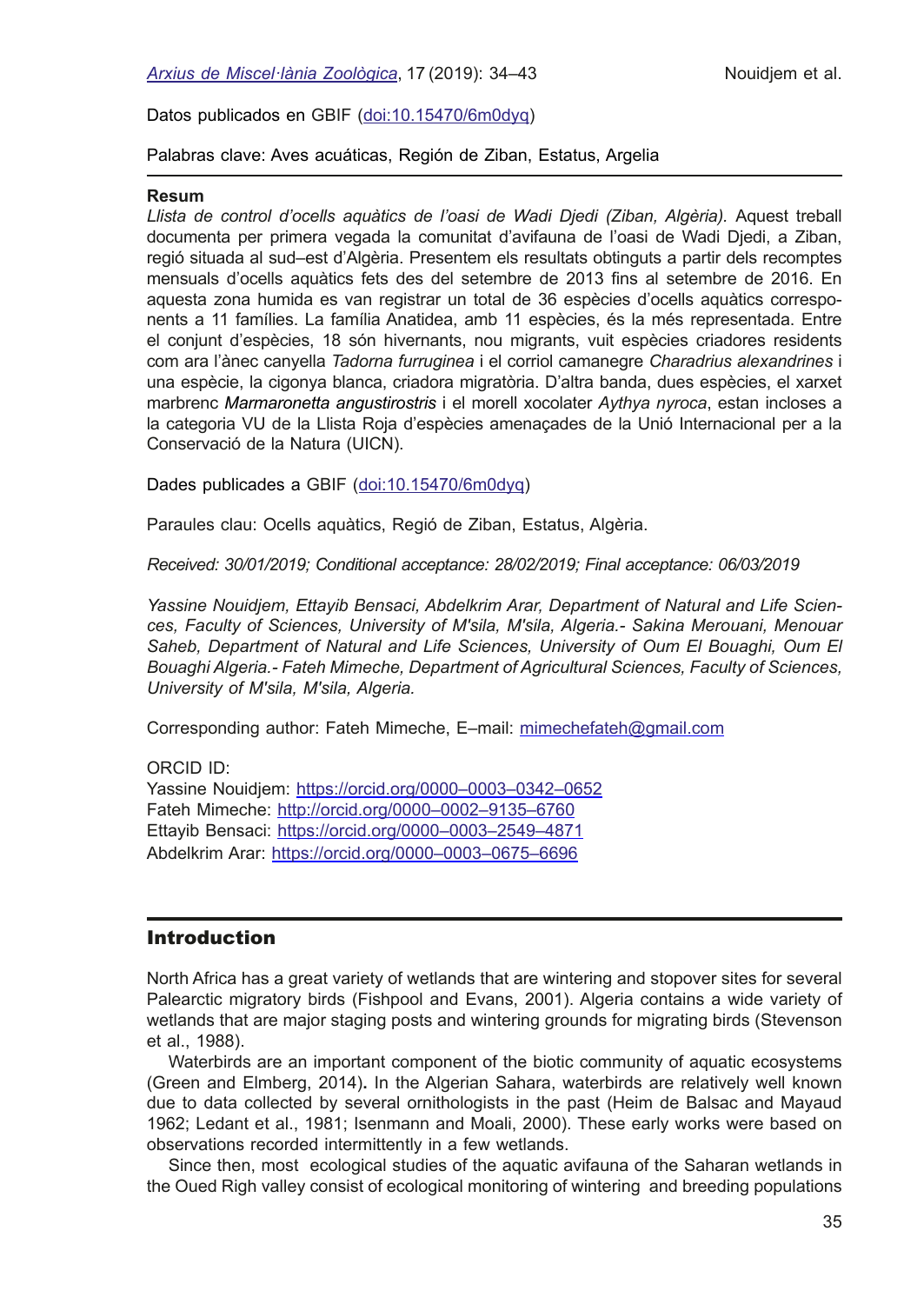Datos publicados en GBIF (doi:10.15470/6m0dyq)

Palabras clave: Aves acuáticas, Región de Ziban, Estatus, Argelia

**Resum**

*Llista de control d'ocells aquàtics de l'oasi de Wadi Djedi (Ziban, Algèria).* Aquest treball documenta per primera vegada la comunitat d'avifauna de l'oasi de Wadi Djedi, a Ziban, regió situada al sud–est d'Algèria. Presentem els resultats obtinguts a partir dels recomptes mensuals d'ocells aquàtics fets des del setembre de 2013 fins al setembre de 2016. En aquesta zona humida es van registrar un total de 36 espècies d'ocells aquàtics corresponents a 11 famílies. La família Anatidea, amb 11 espècies, és la més representada. Entre el conjunt d'espècies, 18 són hivernants, nou migrants, vuit espècies criadores residents com ara l'ànec canyella *Tadorna furruginea* i el corriol camanegre *Charadrius alexandrines* i una espècie, la cigonya blanca, criadora migratòria. D'altra banda, dues espècies, el xarxet marbrenc *Marmaronetta angustirostris* i el morell xocolater *Aythya nyroca*, estan incloses a la categoria VU de la Llista Roja d'espècies amenaçades de la Unió Internacional per a la Conservació de la Natura (UICN).

Dades publicades a GBIF (doi:10.15470/6m0dyq)

Paraules clau: Ocells aquàtics, Regió de Ziban, Estatus, Algèria.

*Received: 30/01/2019; Conditional acceptance: 28/02/2019; Final acceptance: 06/03/2019*

*Yassine Nouidjem, Ettayib Bensaci, Abdelkrim Arar, Department of Natural and Life Sciences, Faculty of Sciences, University of M'sila, M'sila, Algeria.- Sakina Merouani, Menouar Saheb, Department of Natural and Life Sciences, University of Oum El Bouaghi, Oum El Bouaghi Algeria.- Fateh Mimeche, Department of Agricultural Sciences, Faculty of Sciences, University of M'sila, M'sila, Algeria.*

Corresponding author: Fateh Mimeche, E–mail: mimechefateh@gmail.com

ORCID ID:
Yassine Nouidjem: https://orcid.org/0000–0003–0342–0652
Fateh Mimeche: http://orcid.org/0000–0002–9135–6760
Ettayib Bensaci: https://orcid.org/0000–0003–2549–4871
Abdelkrim Arar: https://orcid.org/0000–0003–0675–6696

## Introduction

North Africa has a great variety of wetlands that are wintering and stopover sites for several Palearctic migratory birds (Fishpool and Evans, 2001). Algeria contains a wide variety of wetlands that are major staging posts and wintering grounds for migrating birds (Stevenson et al., 1988).

Waterbirds are an important component of the biotic community of aquatic ecosystems (Green and Elmberg, 2014). In the Algerian Sahara, waterbirds are relatively well known due to data collected by several ornithologists in the past (Heim de Balsac and Mayaud 1962; Ledant et al., 1981; Isenmann and Moali, 2000). These early works were based on observations recorded intermittently in a few wetlands.

Since then, most ecological studies of the aquatic avifauna of the Saharan wetlands in the Oued Righ valley consist of ecological monitoring of wintering and breeding populations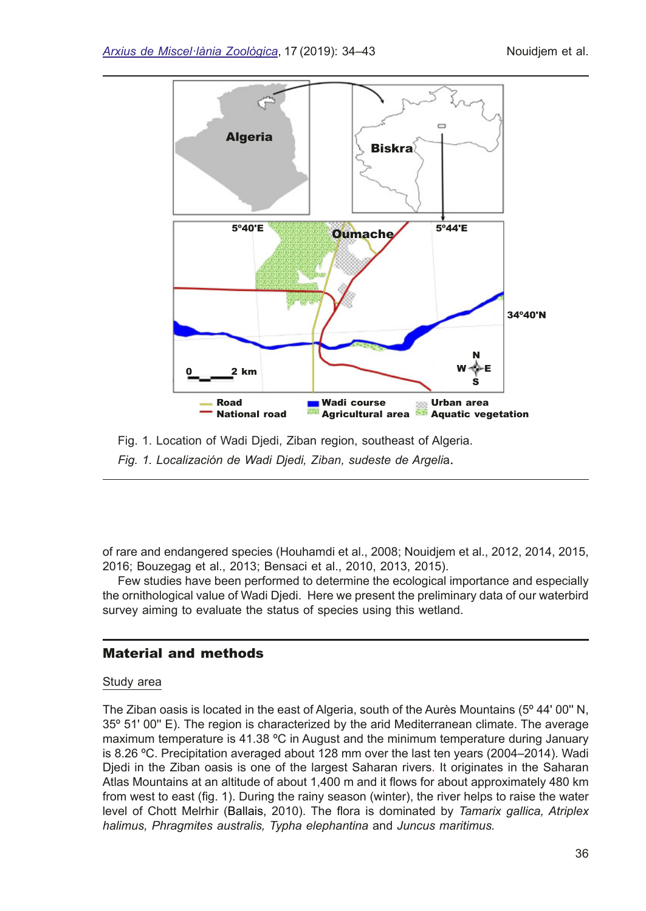Fig. 1. Location of Wadi Djedi, Ziban region, southeast of Algeria.

*Fig. 1. Localización de Wadi Djedi, Ziban, sudeste de Argelia.*

of rare and endangered species (Houhamdi et al., 2008; Nouidjem et al., 2012, 2014, 2015, 2016; Bouzegag et al., 2013; Bensaci et al., 2010, 2013, 2015).

Few studies have been performed to determine the ecological importance and especially the ornithological value of Wadi Djedi. Here we present the preliminary data of our waterbird survey aiming to evaluate the status of species using this wetland.

## Material and methods

### Study area

The Ziban oasis is located in the east of Algeria, south of the Aurès Mountains (5º 44' 00'' N, 35º 51' 00'' E). The region is characterized by the arid Mediterranean climate. The average maximum temperature is 41.38 ºC in August and the minimum temperature during January is 8.26 ºC. Precipitation averaged about 128 mm over the last ten years (2004–2014). Wadi Djedi in the Ziban oasis is one of the largest Saharan rivers. It originates in the Saharan Atlas Mountains at an altitude of about 1,400 m and it flows for about approximately 480 km from west to east (fig. 1). During the rainy season (winter), the river helps to raise the water level of Chott Melrhir (Ballais, 2010). The flora is dominated by *Tamarix gallica, Atriplex halimus, Phragmites australis, Typha elephantina* and *Juncus maritimus.*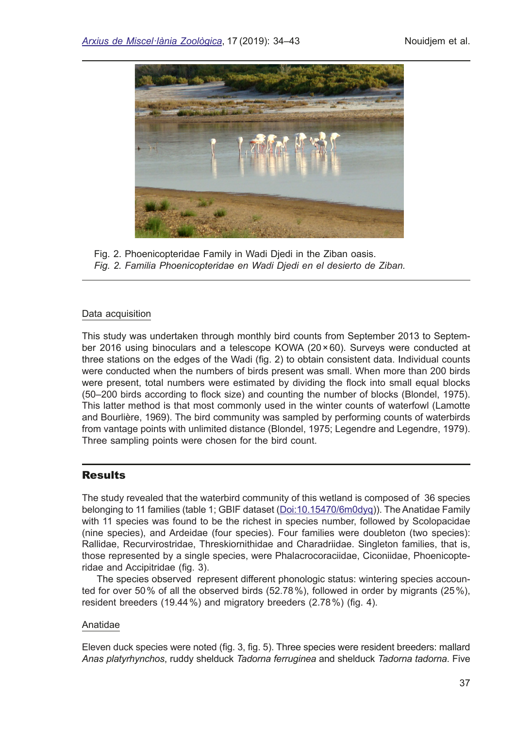Fig. 2. Phoenicopteridae Family in Wadi Djedi in the Ziban oasis.
*Fig. 2. Familia Phoenicopteridae en Wadi Djedi en el desierto de Ziban.*

Data acquisition

This study was undertaken through monthly bird counts from September 2013 to September 2016 using binoculars and a telescope KOWA (20 × 60). Surveys were conducted at three stations on the edges of the Wadi (fig. 2) to obtain consistent data. Individual counts were conducted when the numbers of birds present was small. When more than 200 birds were present, total numbers were estimated by dividing the flock into small equal blocks (50–200 birds according to flock size) and counting the number of blocks (Blondel, 1975). This latter method is that most commonly used in the winter counts of waterfowl (Lamotte and Bourlière, 1969). The bird community was sampled by performing counts of waterbirds from vantage points with unlimited distance (Blondel, 1975; Legendre and Legendre, 1979). Three sampling points were chosen for the bird count.

## Results

The study revealed that the waterbird community of this wetland is composed of 36 species belonging to 11 families (table 1; GBIF dataset (Doi:10.15470/6m0dyq)). The Anatidae Family with 11 species was found to be the richest in species number, followed by Scolopacidae (nine species), and Ardeidae (four species). Four families were doubleton (two species): Rallidae, Recurvirostridae, Threskiornithidae and Charadriidae. Singleton families, that is, those represented by a single species, were Phalacrocoraciidae, Ciconiidae, Phoenicopteridae and Accipitridae (fig. 3).

The species observed represent different phonologic status: wintering species accounted for over 50 % of all the observed birds (52.78 %), followed in order by migrants (25 %), resident breeders (19.44 %) and migratory breeders (2.78 %) (fig. 4).

Anatidae

Eleven duck species were noted (fig. 3, fig. 5). Three species were resident breeders: mallard *Anas platyrhynchos*, ruddy shelduck *Tadorna ferruginea* and shelduck *Tadorna tadorna*. Five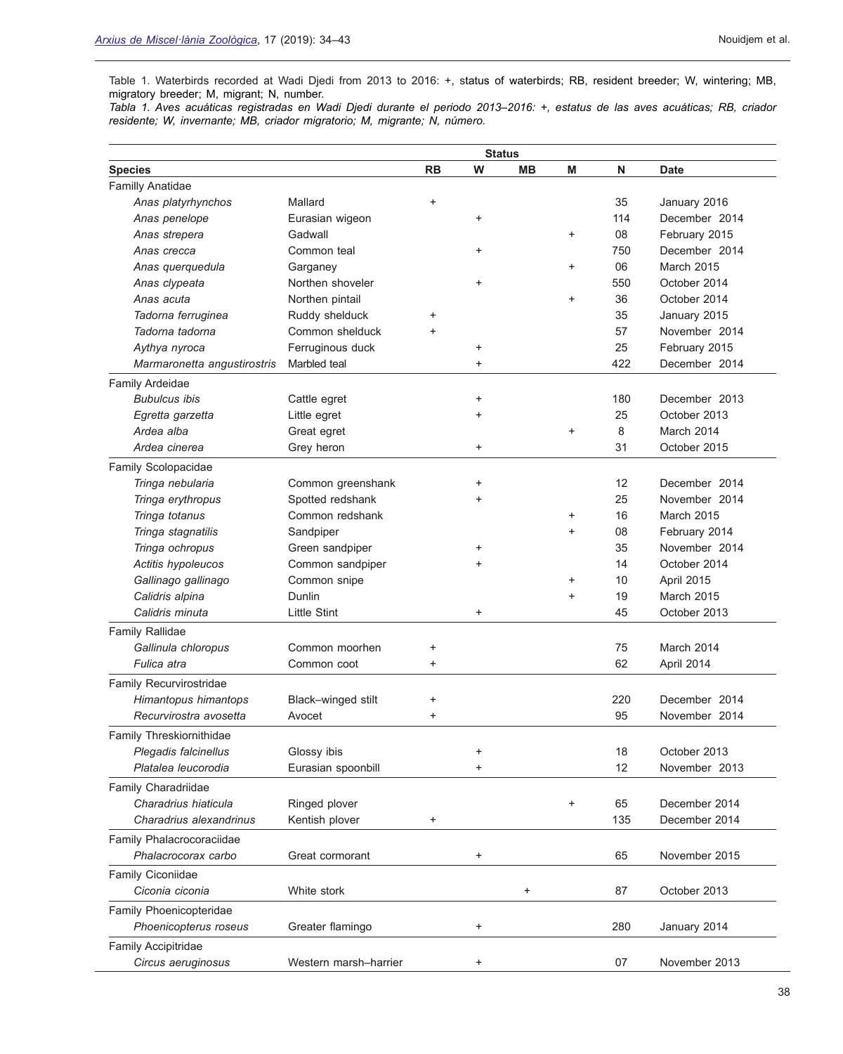Table 1. Waterbirds recorded at Wadi Djedi from 2013 to 2016: +, status of waterbirds; RB, resident breeder; W, wintering; MB, migratory breeder; M, migrant; N, number.

*Tabla 1. Aves acuáticas registradas en Wadi Djedi durante el periodo 2013–2016: +, estatus de las aves acuáticas; RB, criador residente; W, invernante; MB, criador migratorio; M, migrante; N, número.*

| | | Status | | | | | |
|---|---|---|---|---|---|---|---|
| **Species** | | **RB** | **W** | **MB** | **M** | **N** | **Date** |
| Familly Anatidae | | | | | | | |
| *Anas platyrhynchos* | Mallard | + | | | | 35 | January 2016 |
| *Anas penelope* | Eurasian wigeon | | + | | | 114 | December 2014 |
| *Anas strepera* | Gadwall | | | | + | 08 | February 2015 |
| *Anas crecca* | Common teal | | + | | | 750 | December 2014 |
| *Anas querquedula* | Garganey | | | | + | 06 | March 2015 |
| *Anas clypeata* | Northen shoveler | | + | | | 550 | October 2014 |
| *Anas acuta* | Northen pintail | | | | + | 36 | October 2014 |
| *Tadorna ferruginea* | Ruddy shelduck | + | | | | 35 | January 2015 |
| *Tadorna tadorna* | Common shelduck | + | | | | 57 | November 2014 |
| *Aythya nyroca* | Ferruginous duck | | + | | | 25 | February 2015 |
| *Marmaronetta angustirostris* | Marbled teal | | + | | | 422 | December 2014 |
| Family Ardeidae | | | | | | | |
| *Bubulcus ibis* | Cattle egret | | + | | | 180 | December 2013 |
| *Egretta garzetta* | Little egret | | + | | | 25 | October 2013 |
| *Ardea alba* | Great egret | | | | + | 8 | March 2014 |
| *Ardea cinerea* | Grey heron | | + | | | 31 | October 2015 |
| Family Scolopacidae | | | | | | | |
| *Tringa nebularia* | Common greenshank | | + | | | 12 | December 2014 |
| *Tringa erythropus* | Spotted redshank | | + | | | 25 | November 2014 |
| *Tringa totanus* | Common redshank | | | | + | 16 | March 2015 |
| *Tringa stagnatilis* | Sandpiper | | | | + | 08 | February 2014 |
| *Tringa ochropus* | Green sandpiper | | + | | | 35 | November 2014 |
| *Actitis hypoleucos* | Common sandpiper | | + | | | 14 | October 2014 |
| *Gallinago gallinago* | Common snipe | | | | + | 10 | April 2015 |
| *Calidris alpina* | Dunlin | | | | + | 19 | March 2015 |
| *Calidris minuta* | Little Stint | | + | | | 45 | October 2013 |
| Family Rallidae | | | | | | | |
| *Gallinula chloropus* | Common moorhen | + | | | | 75 | March 2014 |
| *Fulica atra* | Common coot | + | | | | 62 | April 2014 |
| Family Recurvirostridae | | | | | | | |
| *Himantopus himantops* | Black–winged stilt | + | | | | 220 | December 2014 |
| *Recurvirostra avosetta* | Avocet | + | | | | 95 | November 2014 |
| Family Threskiornithidae | | | | | | | |
| *Plegadis falcinellus* | Glossy ibis | | + | | | 18 | October 2013 |
| *Platalea leucorodia* | Eurasian spoonbill | | + | | | 12 | November 2013 |
| Family Charadriidae | | | | | | | |
| *Charadrius hiaticula* | Ringed plover | | | | + | 65 | December 2014 |
| *Charadrius alexandrinus* | Kentish plover | + | | | | 135 | December 2014 |
| Family Phalacrocoraciidae | | | | | | | |
| *Phalacrocorax carbo* | Great cormorant | | + | | | 65 | November 2015 |
| Family Ciconiidae | | | | | | | |
| *Ciconia ciconia* | White stork | | | + | | 87 | October 2013 |
| Family Phoenicopteridae | | | | | | | |
| *Phoenicopterus roseus* | Greater flamingo | | + | | | 280 | January 2014 |
| Family Accipitridae | | | | | | | |
| *Circus aeruginosus* | Western marsh–harrier | | + | | | 07 | November 2013 |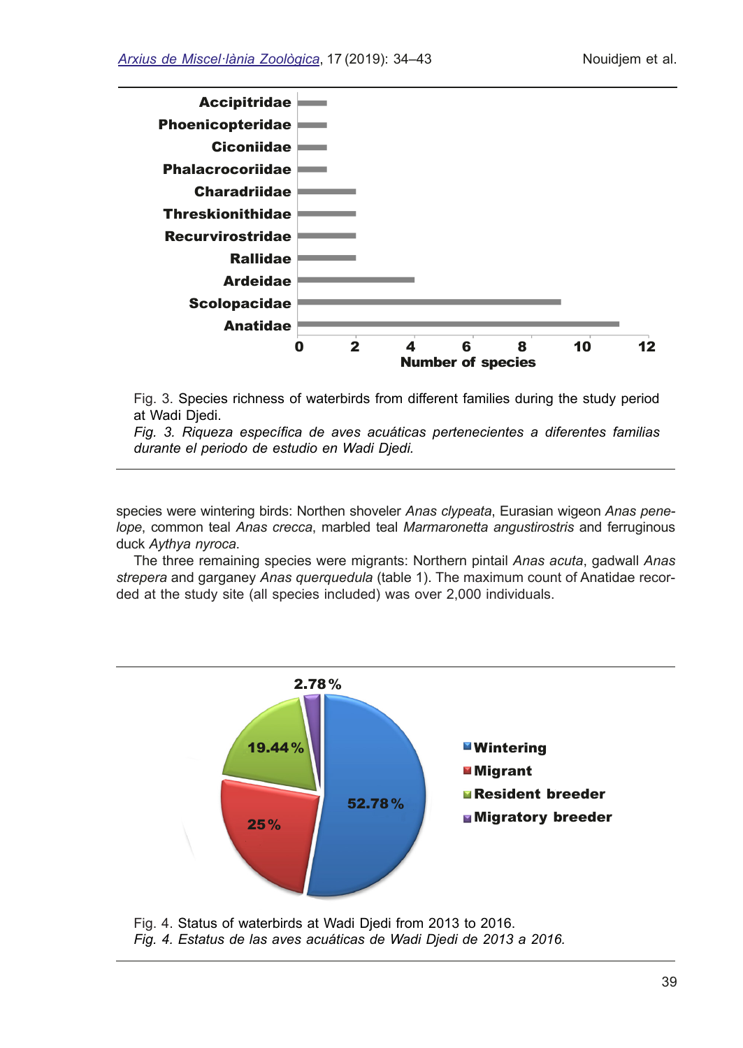Fig. 3. Species richness of waterbirds from different families during the study period at Wadi Djedi.
*Fig. 3. Riqueza específica de aves acuáticas pertenecientes a diferentes familias durante el periodo de estudio en Wadi Djedi.*

species were wintering birds: Northen shoveler *Anas clypeata*, Eurasian wigeon *Anas penelope*, common teal *Anas crecca*, marbled teal *Marmaronetta angustirostris* and ferruginous duck *Aythya nyroca*.

The three remaining species were migrants: Northern pintail *Anas acuta*, gadwall *Anas strepera* and garganey *Anas querquedula* (table 1). The maximum count of Anatidae recorded at the study site (all species included) was over 2,000 individuals.

Fig. 4. Status of waterbirds at Wadi Djedi from 2013 to 2016.
*Fig. 4. Estatus de las aves acuáticas de Wadi Djedi de 2013 a 2016.*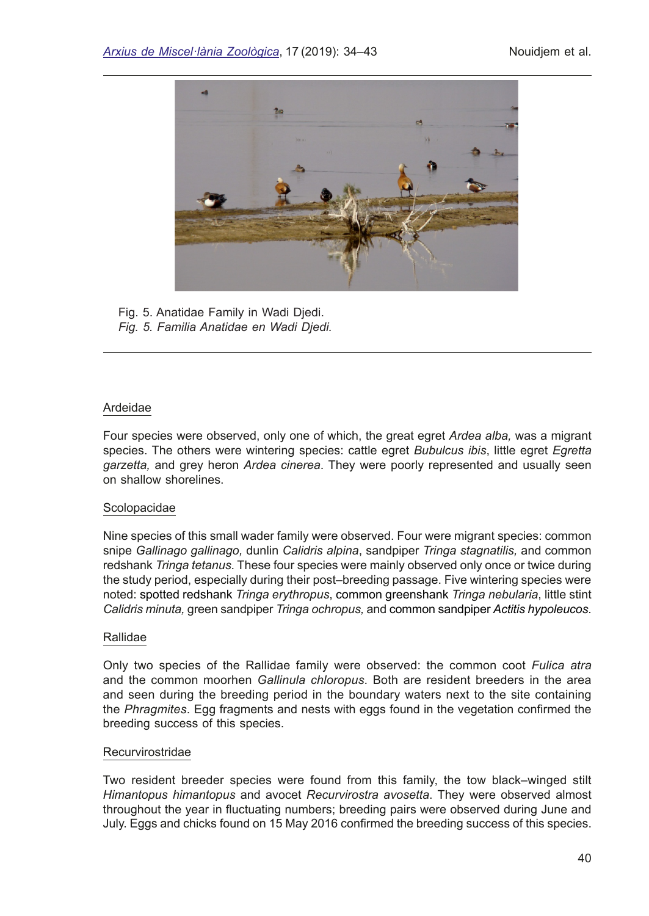Fig. 5. Anatidae Family in Wadi Djedi.
*Fig. 5. Familia Anatidae en Wadi Djedi.*

### Ardeidae

Four species were observed, only one of which, the great egret *Ardea alba,* was a migrant species. The others were wintering species: cattle egret *Bubulcus ibis*, little egret *Egretta garzetta,* and grey heron *Ardea cinerea*. They were poorly represented and usually seen on shallow shorelines.

### Scolopacidae

Nine species of this small wader family were observed. Four were migrant species: common snipe *Gallinago gallinago,* dunlin *Calidris alpina*, sandpiper *Tringa stagnatilis,* and common redshank *Tringa tetanus*. These four species were mainly observed only once or twice during the study period, especially during their post–breeding passage. Five wintering species were noted: spotted redshank *Tringa erythropus*, common greenshank *Tringa nebularia*, little stint *Calidris minuta,* green sandpiper *Tringa ochropus,* and common sandpiper *Actitis hypoleucos*.

### Rallidae

Only two species of the Rallidae family were observed: the common coot *Fulica atra* and the common moorhen *Gallinula chloropus*. Both are resident breeders in the area and seen during the breeding period in the boundary waters next to the site containing the *Phragmites*. Egg fragments and nests with eggs found in the vegetation confirmed the breeding success of this species.

### Recurvirostridae

Two resident breeder species were found from this family, the tow black–winged stilt *Himantopus himantopus* and avocet *Recurvirostra avosetta*. They were observed almost throughout the year in fluctuating numbers; breeding pairs were observed during June and July. Eggs and chicks found on 15 May 2016 confirmed the breeding success of this species.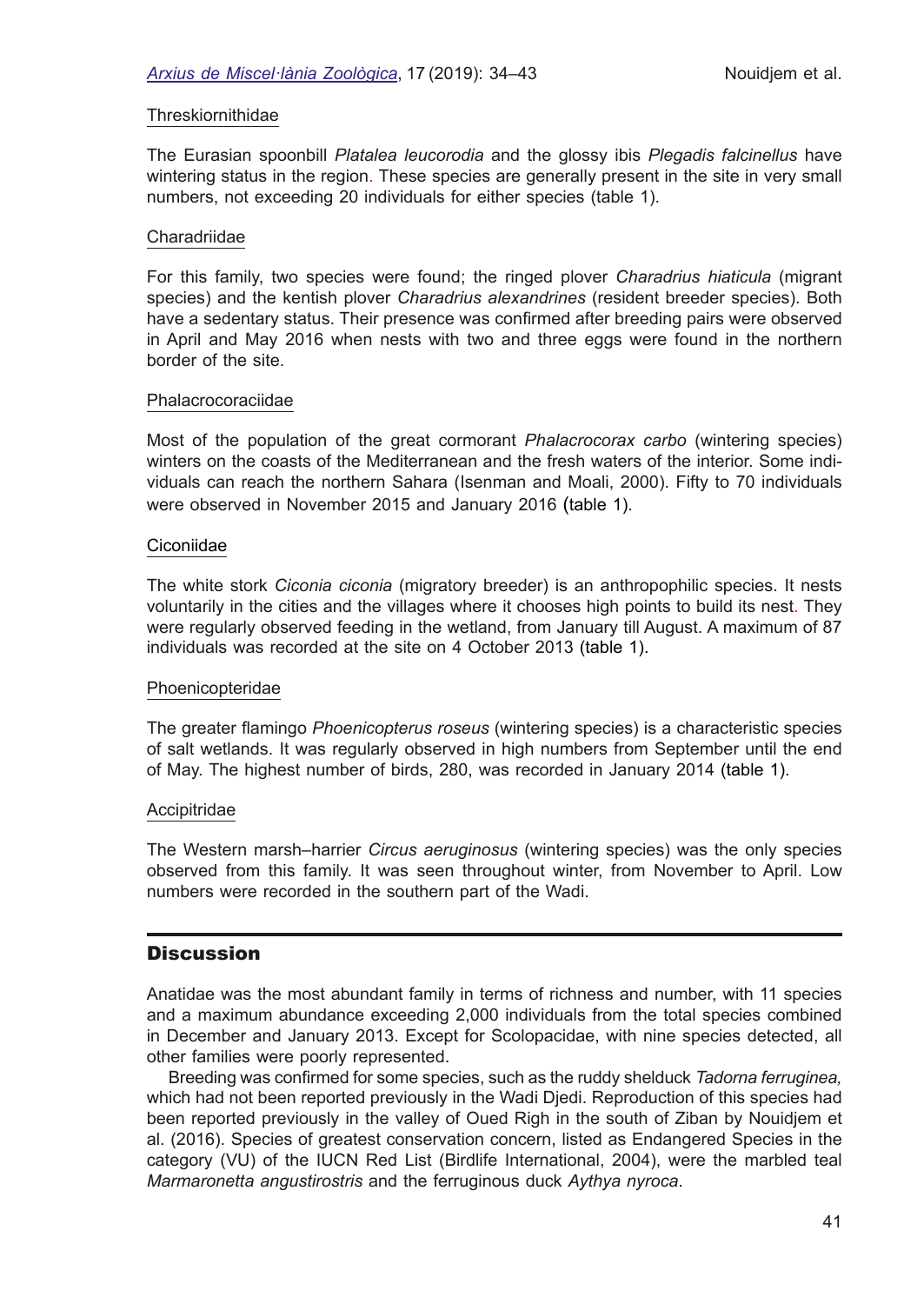### Threskiornithidae

The Eurasian spoonbill *Platalea leucorodia* and the glossy ibis *Plegadis falcinellus* have wintering status in the region. These species are generally present in the site in very small numbers, not exceeding 20 individuals for either species (table 1).

### Charadriidae

For this family, two species were found; the ringed plover *Charadrius hiaticula* (migrant species) and the kentish plover *Charadrius alexandrines* (resident breeder species). Both have a sedentary status. Their presence was confirmed after breeding pairs were observed in April and May 2016 when nests with two and three eggs were found in the northern border of the site.

### Phalacrocoraciidae

Most of the population of the great cormorant *Phalacrocorax carbo* (wintering species) winters on the coasts of the Mediterranean and the fresh waters of the interior. Some individuals can reach the northern Sahara (Isenman and Moali, 2000). Fifty to 70 individuals were observed in November 2015 and January 2016 (table 1).

### Ciconiidae

The white stork *Ciconia ciconia* (migratory breeder) is an anthropophilic species. It nests voluntarily in the cities and the villages where it chooses high points to build its nest. They were regularly observed feeding in the wetland, from January till August. A maximum of 87 individuals was recorded at the site on 4 October 2013 (table 1).

### Phoenicopteridae

The greater flamingo *Phoenicopterus roseus* (wintering species) is a characteristic species of salt wetlands. It was regularly observed in high numbers from September until the end of May. The highest number of birds, 280, was recorded in January 2014 (table 1).

### Accipitridae

The Western marsh–harrier *Circus aeruginosus* (wintering species) was the only species observed from this family. It was seen throughout winter, from November to April. Low numbers were recorded in the southern part of the Wadi.

## Discussion

Anatidae was the most abundant family in terms of richness and number, with 11 species and a maximum abundance exceeding 2,000 individuals from the total species combined in December and January 2013. Except for Scolopacidae, with nine species detected, all other families were poorly represented.

Breeding was confirmed for some species, such as the ruddy shelduck *Tadorna ferruginea,* which had not been reported previously in the Wadi Djedi. Reproduction of this species had been reported previously in the valley of Oued Righ in the south of Ziban by Nouidjem et al. (2016). Species of greatest conservation concern, listed as Endangered Species in the category (VU) of the IUCN Red List (Birdlife International, 2004), were the marbled teal *Marmaronetta angustirostris* and the ferruginous duck *Aythya nyroca*.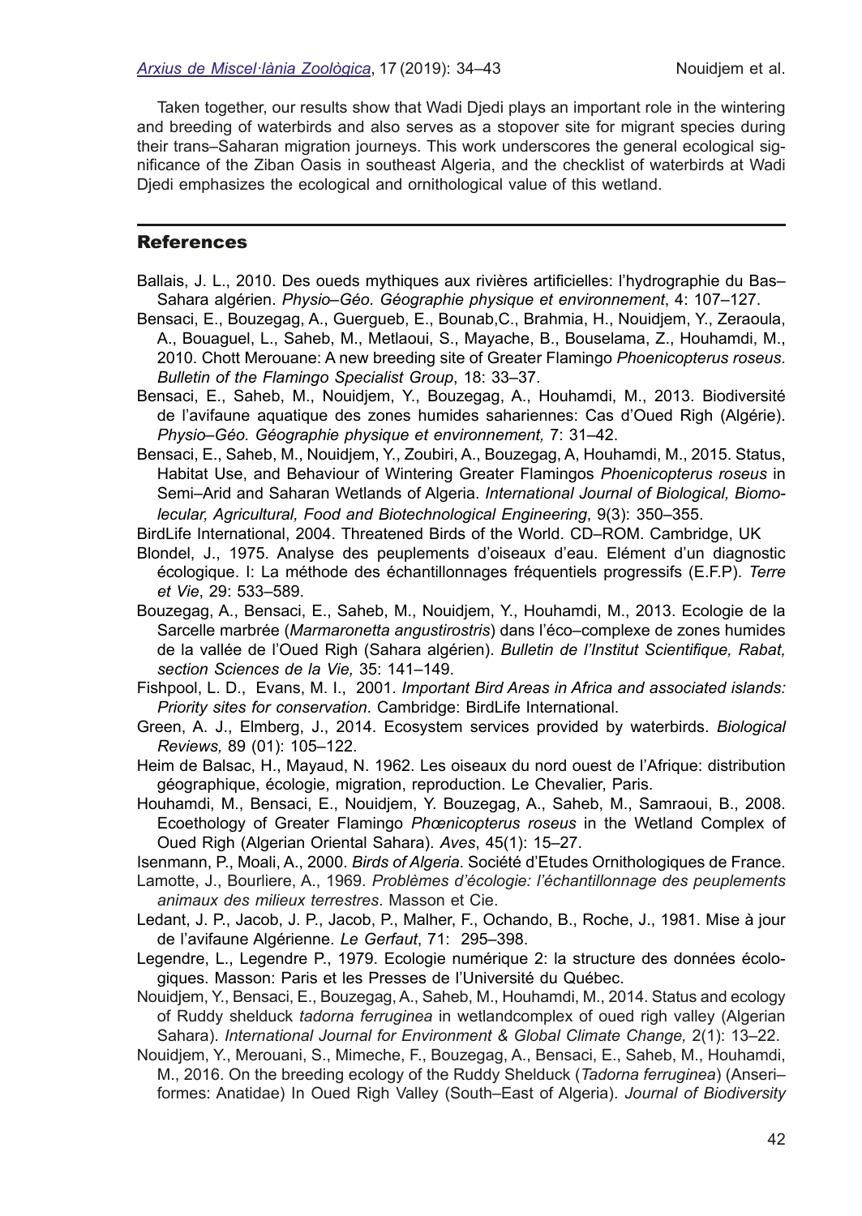Taken together, our results show that Wadi Djedi plays an important role in the wintering and breeding of waterbirds and also serves as a stopover site for migrant species during their trans–Saharan migration journeys. This work underscores the general ecological significance of the Ziban Oasis in southeast Algeria, and the checklist of waterbirds at Wadi Djedi emphasizes the ecological and ornithological value of this wetland.

## References

Ballais, J. L., 2010. Des oueds mythiques aux rivières artificielles: l'hydrographie du Bas–Sahara algérien. *Physio–Géo. Géographie physique et environnement*, 4: 107–127.

Bensaci, E., Bouzegag, A., Guergueb, E., Bounab,C., Brahmia, H., Nouidjem, Y., Zeraoula, A., Bouaguel, L., Saheb, M., Metlaoui, S., Mayache, B., Bouselama, Z., Houhamdi, M., 2010. Chott Merouane: A new breeding site of Greater Flamingo *Phoenicopterus roseus*. *Bulletin of the Flamingo Specialist Group*, 18: 33–37.

Bensaci, E., Saheb, M., Nouidjem, Y., Bouzegag, A., Houhamdi, M., 2013. Biodiversité de l'avifaune aquatique des zones humides sahariennes: Cas d'Oued Righ (Algérie). *Physio–Géo. Géographie physique et environnement,* 7: 31–42.

Bensaci, E., Saheb, M., Nouidjem, Y., Zoubiri, A., Bouzegag, A, Houhamdi, M., 2015. Status, Habitat Use, and Behaviour of Wintering Greater Flamingos *Phoenicopterus roseus* in Semi–Arid and Saharan Wetlands of Algeria. *International Journal of Biological, Biomolecular, Agricultural, Food and Biotechnological Engineering*, 9(3): 350–355.

BirdLife International, 2004. Threatened Birds of the World. CD–ROM. Cambridge, UK

Blondel, J., 1975. Analyse des peuplements d'oiseaux d'eau. Elément d'un diagnostic écologique. I: La méthode des échantillonnages fréquentiels progressifs (E.F.P). *Terre et Vie*, 29: 533–589.

Bouzegag, A., Bensaci, E., Saheb, M., Nouidjem, Y., Houhamdi, M., 2013. Ecologie de la Sarcelle marbrée (*Marmaronetta angustirostris*) dans l'éco–complexe de zones humides de la vallée de l'Oued Righ (Sahara algérien). *Bulletin de l'Institut Scientifique, Rabat, section Sciences de la Vie,* 35: 141–149.

Fishpool, L. D., Evans, M. I., 2001. *Important Bird Areas in Africa and associated islands: Priority sites for conservation*. Cambridge: BirdLife International.

Green, A. J., Elmberg, J., 2014. Ecosystem services provided by waterbirds. *Biological Reviews,* 89 (01): 105–122.

Heim de Balsac, H., Mayaud, N. 1962. Les oiseaux du nord ouest de l'Afrique: distribution géographique, écologie, migration, reproduction. Le Chevalier, Paris.

Houhamdi, M., Bensaci, E., Nouidjem, Y. Bouzegag, A., Saheb, M., Samraoui, B., 2008. Ecoethology of Greater Flamingo *Phœnicopterus roseus* in the Wetland Complex of Oued Righ (Algerian Oriental Sahara). *Aves*, 45(1): 15–27.

Isenmann, P., Moali, A., 2000. *Birds of Algeria*. Société d'Etudes Ornithologiques de France.

Lamotte, J., Bourliere, A., 1969. *Problèmes d'écologie: l'échantillonnage des peuplements animaux des milieux terrestres*. Masson et Cie.

Ledant, J. P., Jacob, J. P., Jacob, P., Malher, F., Ochando, B., Roche, J., 1981. Mise à jour de l'avifaune Algérienne. *Le Gerfaut*, 71: 295–398.

Legendre, L., Legendre P., 1979. Ecologie numérique 2: la structure des données écologiques. Masson: Paris et les Presses de l'Université du Québec.

Nouidjem, Y., Bensaci, E., Bouzegag, A., Saheb, M., Houhamdi, M., 2014. Status and ecology of Ruddy shelduck *tadorna ferruginea* in wetlandcomplex of oued righ valley (Algerian Sahara). *International Journal for Environment & Global Climate Change,* 2(1): 13–22.

Nouidjem, Y., Merouani, S., Mimeche, F., Bouzegag, A., Bensaci, E., Saheb, M., Houhamdi, M., 2016. On the breeding ecology of the Ruddy Shelduck (*Tadorna ferruginea*) (Anseri–formes: Anatidae) In Oued Righ Valley (South–East of Algeria). *Journal of Biodiversity*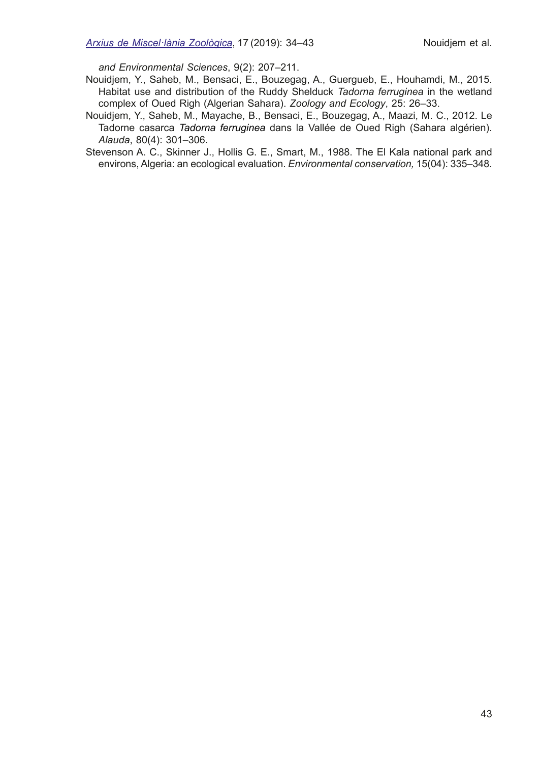*and Environmental Sciences*, 9(2): 207–211.

Nouidjem, Y., Saheb, M., Bensaci, E., Bouzegag, A., Guergueb, E., Houhamdi, M., 2015. Habitat use and distribution of the Ruddy Shelduck *Tadorna ferruginea* in the wetland complex of Oued Righ (Algerian Sahara). *Zoology and Ecology*, 25: 26–33.

Nouidjem, Y., Saheb, M., Mayache, B., Bensaci, E., Bouzegag, A., Maazi, M. C., 2012. Le Tadorne casarca *Tadorna ferruginea* dans la Vallée de Oued Righ (Sahara algérien). *Alauda*, 80(4): 301–306.

Stevenson A. C., Skinner J., Hollis G. E., Smart, M., 1988. The El Kala national park and environs, Algeria: an ecological evaluation. *Environmental conservation,* 15(04): 335–348.